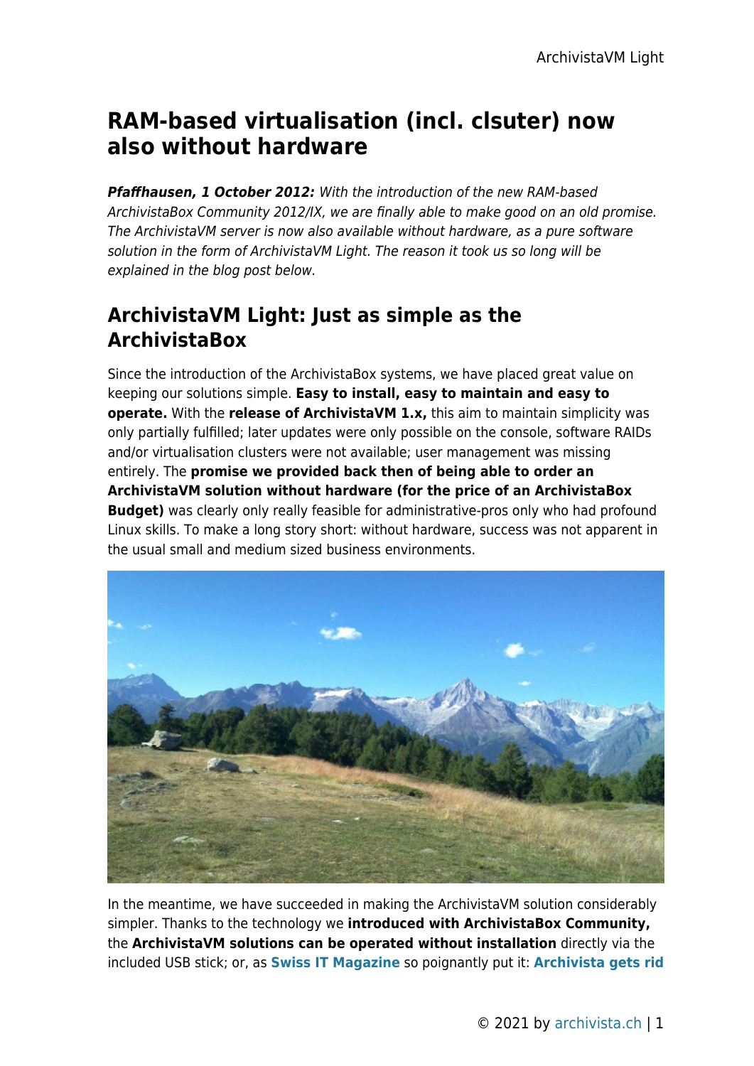# RAM-based virtualisation (incl. clsuter) now also without hardware

***Pfaffhausen, 1 October 2012:*** *With the introduction of the new RAM-based ArchivistaBox Community 2012/IX, we are finally able to make good on an old promise. The ArchivistaVM server is now also available without hardware, as a pure software solution in the form of ArchivistaVM Light. The reason it took us so long will be explained in the blog post below.*

## ArchivistaVM Light: Just as simple as the ArchivistaBox

Since the introduction of the ArchivistaBox systems, we have placed great value on keeping our solutions simple. **Easy to install, easy to maintain and easy to operate.** With the **release of ArchivistaVM 1.x,** this aim to maintain simplicity was only partially fulfilled; later updates were only possible on the console, software RAIDs and/or virtualisation clusters were not available; user management was missing entirely. The **promise we provided back then of being able to order an ArchivistaVM solution without hardware (for the price of an ArchivistaBox Budget)** was clearly only really feasible for administrative-pros only who had profound Linux skills. To make a long story short: without hardware, success was not apparent in the usual small and medium sized business environments.

In the meantime, we have succeeded in making the ArchivistaVM solution considerably simpler. Thanks to the technology we **introduced with ArchivistaBox Community,** the **ArchivistaVM solutions can be operated without installation** directly via the included USB stick; or, as **Swiss IT Magazine** so poignantly put it: **Archivista gets rid**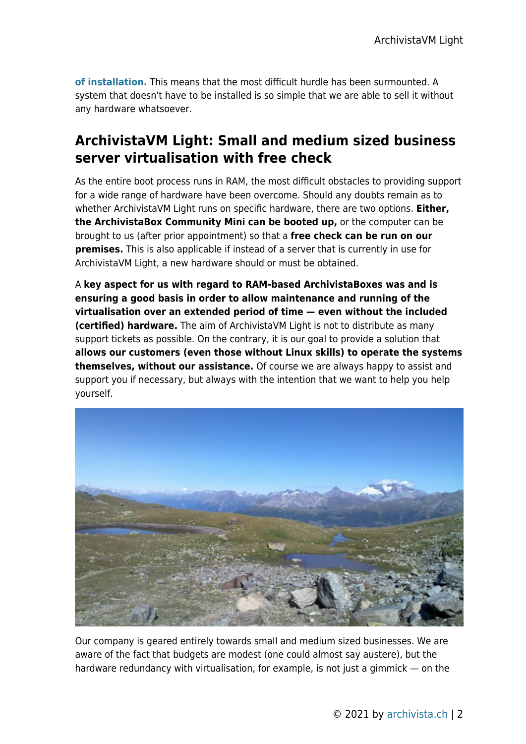**of installation.** This means that the most difficult hurdle has been surmounted. A system that doesn't have to be installed is so simple that we are able to sell it without any hardware whatsoever.

## ArchivistaVM Light: Small and medium sized business server virtualisation with free check

As the entire boot process runs in RAM, the most difficult obstacles to providing support for a wide range of hardware have been overcome. Should any doubts remain as to whether ArchivistaVM Light runs on specific hardware, there are two options. **Either, the ArchivistaBox Community Mini can be booted up,** or the computer can be brought to us (after prior appointment) so that a **free check can be run on our premises.** This is also applicable if instead of a server that is currently in use for ArchivistaVM Light, a new hardware should or must be obtained.

A **key aspect for us with regard to RAM-based ArchivistaBoxes was and is ensuring a good basis in order to allow maintenance and running of the virtualisation over an extended period of time — even without the included (certified) hardware.** The aim of ArchivistaVM Light is not to distribute as many support tickets as possible. On the contrary, it is our goal to provide a solution that **allows our customers (even those without Linux skills) to operate the systems themselves, without our assistance.** Of course we are always happy to assist and support you if necessary, but always with the intention that we want to help you help yourself.

Our company is geared entirely towards small and medium sized businesses. We are aware of the fact that budgets are modest (one could almost say austere), but the hardware redundancy with virtualisation, for example, is not just a gimmick — on the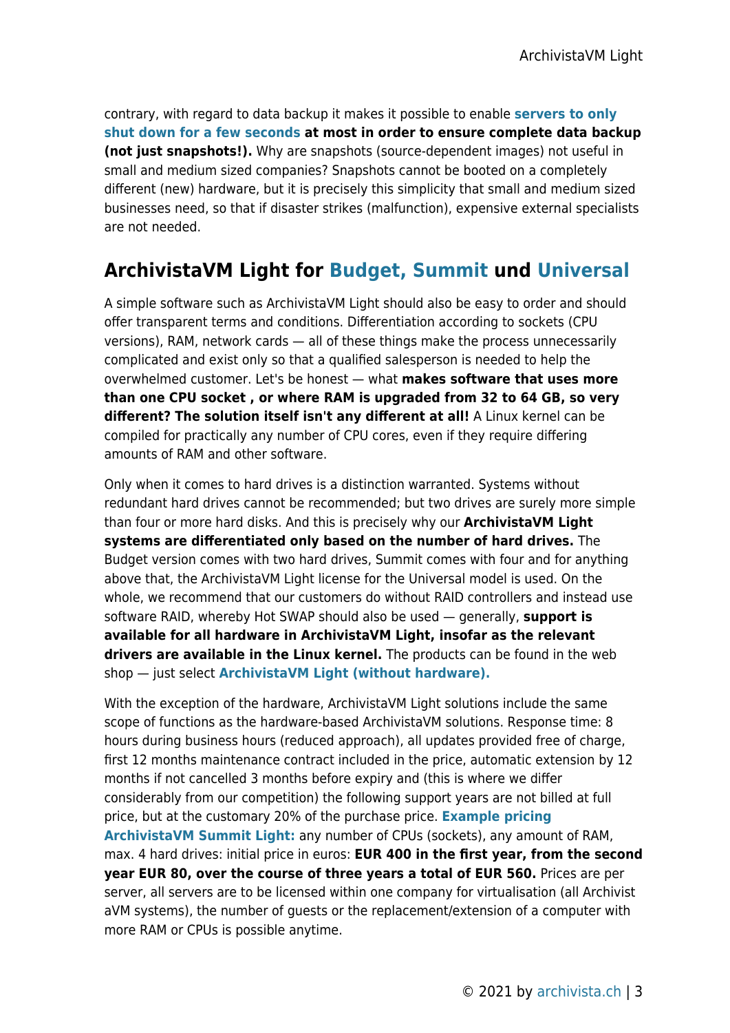contrary, with regard to data backup it makes it possible to enable **servers to only shut down for a few seconds at most in order to ensure complete data backup (not just snapshots!).** Why are snapshots (source-dependent images) not useful in small and medium sized companies? Snapshots cannot be booted on a completely different (new) hardware, but it is precisely this simplicity that small and medium sized businesses need, so that if disaster strikes (malfunction), expensive external specialists are not needed.

## ArchivistaVM Light for Budget, Summit und Universal

A simple software such as ArchivistaVM Light should also be easy to order and should offer transparent terms and conditions. Differentiation according to sockets (CPU versions), RAM, network cards — all of these things make the process unnecessarily complicated and exist only so that a qualified salesperson is needed to help the overwhelmed customer. Let's be honest — what **makes software that uses more than one CPU socket , or where RAM is upgraded from 32 to 64 GB, so very different? The solution itself isn't any different at all!** A Linux kernel can be compiled for practically any number of CPU cores, even if they require differing amounts of RAM and other software.

Only when it comes to hard drives is a distinction warranted. Systems without redundant hard drives cannot be recommended; but two drives are surely more simple than four or more hard disks. And this is precisely why our **ArchivistaVM Light systems are differentiated only based on the number of hard drives.** The Budget version comes with two hard drives, Summit comes with four and for anything above that, the ArchivistaVM Light license for the Universal model is used. On the whole, we recommend that our customers do without RAID controllers and instead use software RAID, whereby Hot SWAP should also be used — generally, **support is available for all hardware in ArchivistaVM Light, insofar as the relevant drivers are available in the Linux kernel.** The products can be found in the web shop — just select **ArchivistaVM Light (without hardware).**

With the exception of the hardware, ArchivistaVM Light solutions include the same scope of functions as the hardware-based ArchivistaVM solutions. Response time: 8 hours during business hours (reduced approach), all updates provided free of charge, first 12 months maintenance contract included in the price, automatic extension by 12 months if not cancelled 3 months before expiry and (this is where we differ considerably from our competition) the following support years are not billed at full price, but at the customary 20% of the purchase price. **Example pricing ArchivistaVM Summit Light:** any number of CPUs (sockets), any amount of RAM, max. 4 hard drives: initial price in euros: **EUR 400 in the first year, from the second year EUR 80, over the course of three years a total of EUR 560.** Prices are per server, all servers are to be licensed within one company for virtualisation (all Archivist aVM systems), the number of guests or the replacement/extension of a computer with more RAM or CPUs is possible anytime.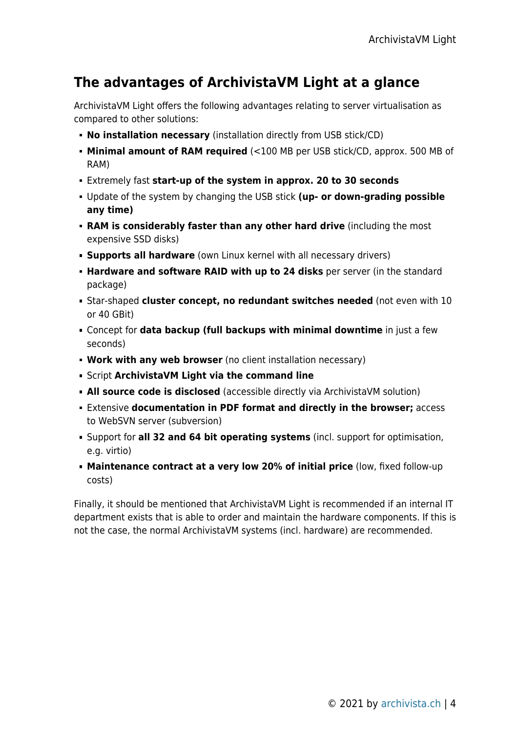## The advantages of ArchivistaVM Light at a glance

ArchivistaVM Light offers the following advantages relating to server virtualisation as compared to other solutions:

- **No installation necessary** (installation directly from USB stick/CD)
- **Minimal amount of RAM required** (<100 MB per USB stick/CD, approx. 500 MB of RAM)
- Extremely fast **start-up of the system in approx. 20 to 30 seconds**
- Update of the system by changing the USB stick **(up- or down-grading possible any time)**
- **RAM is considerably faster than any other hard drive** (including the most expensive SSD disks)
- **Supports all hardware** (own Linux kernel with all necessary drivers)
- **Hardware and software RAID with up to 24 disks** per server (in the standard package)
- Star-shaped **cluster concept, no redundant switches needed** (not even with 10 or 40 GBit)
- Concept for **data backup (full backups with minimal downtime** in just a few seconds)
- **Work with any web browser** (no client installation necessary)
- Script **ArchivistaVM Light via the command line**
- **All source code is disclosed** (accessible directly via ArchivistaVM solution)
- Extensive **documentation in PDF format and directly in the browser;** access to WebSVN server (subversion)
- Support for **all 32 and 64 bit operating systems** (incl. support for optimisation, e.g. virtio)
- **Maintenance contract at a very low 20% of initial price** (low, fixed follow-up costs)

Finally, it should be mentioned that ArchivistaVM Light is recommended if an internal IT department exists that is able to order and maintain the hardware components. If this is not the case, the normal ArchivistaVM systems (incl. hardware) are recommended.